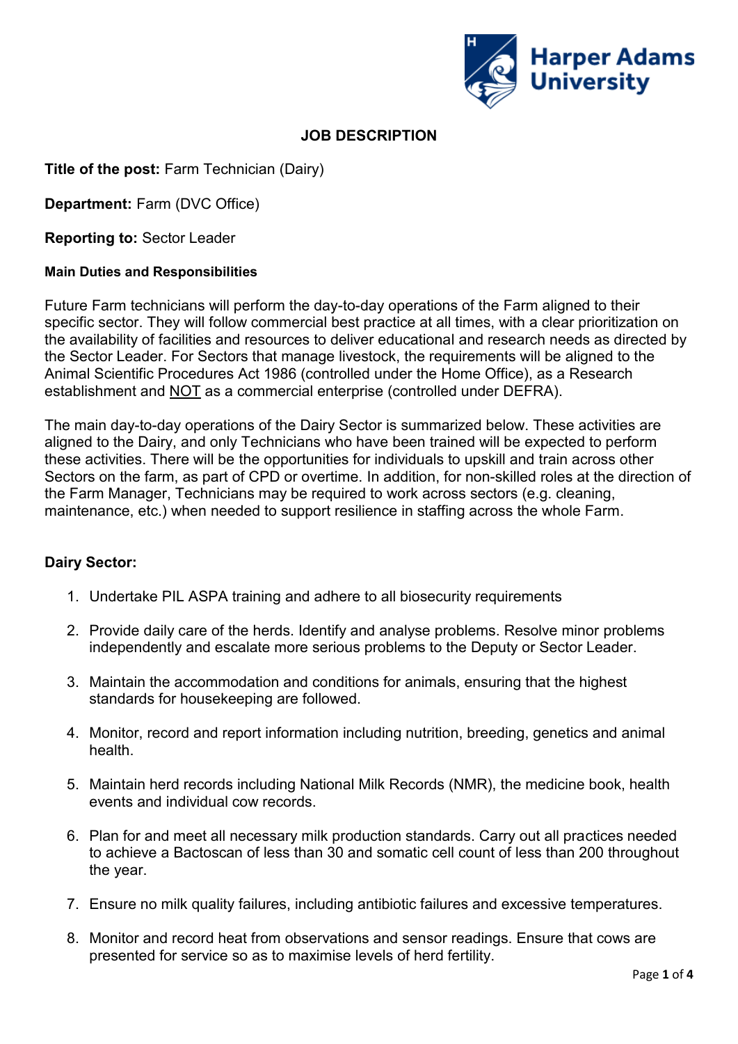Harper Adams University

# JOB DESCRIPTION

**Title of the post:** Farm Technician (Dairy)

**Department:** Farm (DVC Office)

**Reporting to:** Sector Leader

**Main Duties and Responsibilities**

Future Farm technicians will perform the day-to-day operations of the Farm aligned to their specific sector. They will follow commercial best practice at all times, with a clear prioritization on the availability of facilities and resources to deliver educational and research needs as directed by the Sector Leader. For Sectors that manage livestock, the requirements will be aligned to the Animal Scientific Procedures Act 1986 (controlled under the Home Office), as a Research establishment and NOT as a commercial enterprise (controlled under DEFRA).

The main day-to-day operations of the Dairy Sector is summarized below. These activities are aligned to the Dairy, and only Technicians who have been trained will be expected to perform these activities. There will be the opportunities for individuals to upskill and train across other Sectors on the farm, as part of CPD or overtime. In addition, for non-skilled roles at the direction of the Farm Manager, Technicians may be required to work across sectors (e.g. cleaning, maintenance, etc.) when needed to support resilience in staffing across the whole Farm.

**Dairy Sector:**

1. Undertake PIL ASPA training and adhere to all biosecurity requirements
2. Provide daily care of the herds. Identify and analyse problems. Resolve minor problems independently and escalate more serious problems to the Deputy or Sector Leader.
3. Maintain the accommodation and conditions for animals, ensuring that the highest standards for housekeeping are followed.
4. Monitor, record and report information including nutrition, breeding, genetics and animal health.
5. Maintain herd records including National Milk Records (NMR), the medicine book, health events and individual cow records.
6. Plan for and meet all necessary milk production standards. Carry out all practices needed to achieve a Bactoscan of less than 30 and somatic cell count of less than 200 throughout the year.
7. Ensure no milk quality failures, including antibiotic failures and excessive temperatures.
8. Monitor and record heat from observations and sensor readings. Ensure that cows are presented for service so as to maximise levels of herd fertility.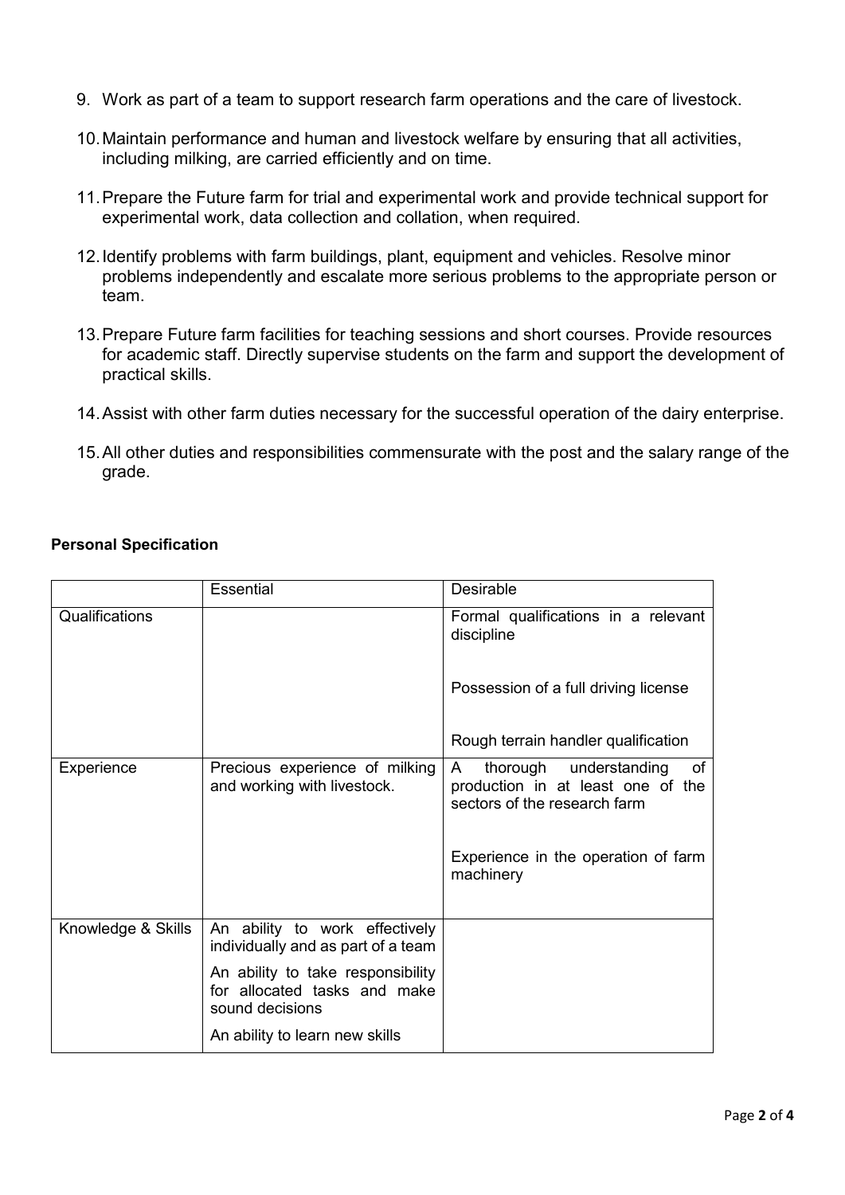9. Work as part of a team to support research farm operations and the care of livestock.

10. Maintain performance and human and livestock welfare by ensuring that all activities, including milking, are carried efficiently and on time.

11. Prepare the Future farm for trial and experimental work and provide technical support for experimental work, data collection and collation, when required.

12. Identify problems with farm buildings, plant, equipment and vehicles. Resolve minor problems independently and escalate more serious problems to the appropriate person or team.

13. Prepare Future farm facilities for teaching sessions and short courses. Provide resources for academic staff. Directly supervise students on the farm and support the development of practical skills.

14. Assist with other farm duties necessary for the successful operation of the dairy enterprise.

15. All other duties and responsibilities commensurate with the post and the salary range of the grade.

**Personal Specification**

| | Essential | Desirable |
|---|---|---|
| Qualifications | | Formal qualifications in a relevant discipline<br><br>Possession of a full driving license<br><br>Rough terrain handler qualification |
| Experience | Precious experience of milking and working with livestock. | A thorough understanding of production in at least one of the sectors of the research farm<br><br>Experience in the operation of farm machinery |
| Knowledge & Skills | An ability to work effectively individually and as part of a team<br><br>An ability to take responsibility for allocated tasks and make sound decisions<br><br>An ability to learn new skills | |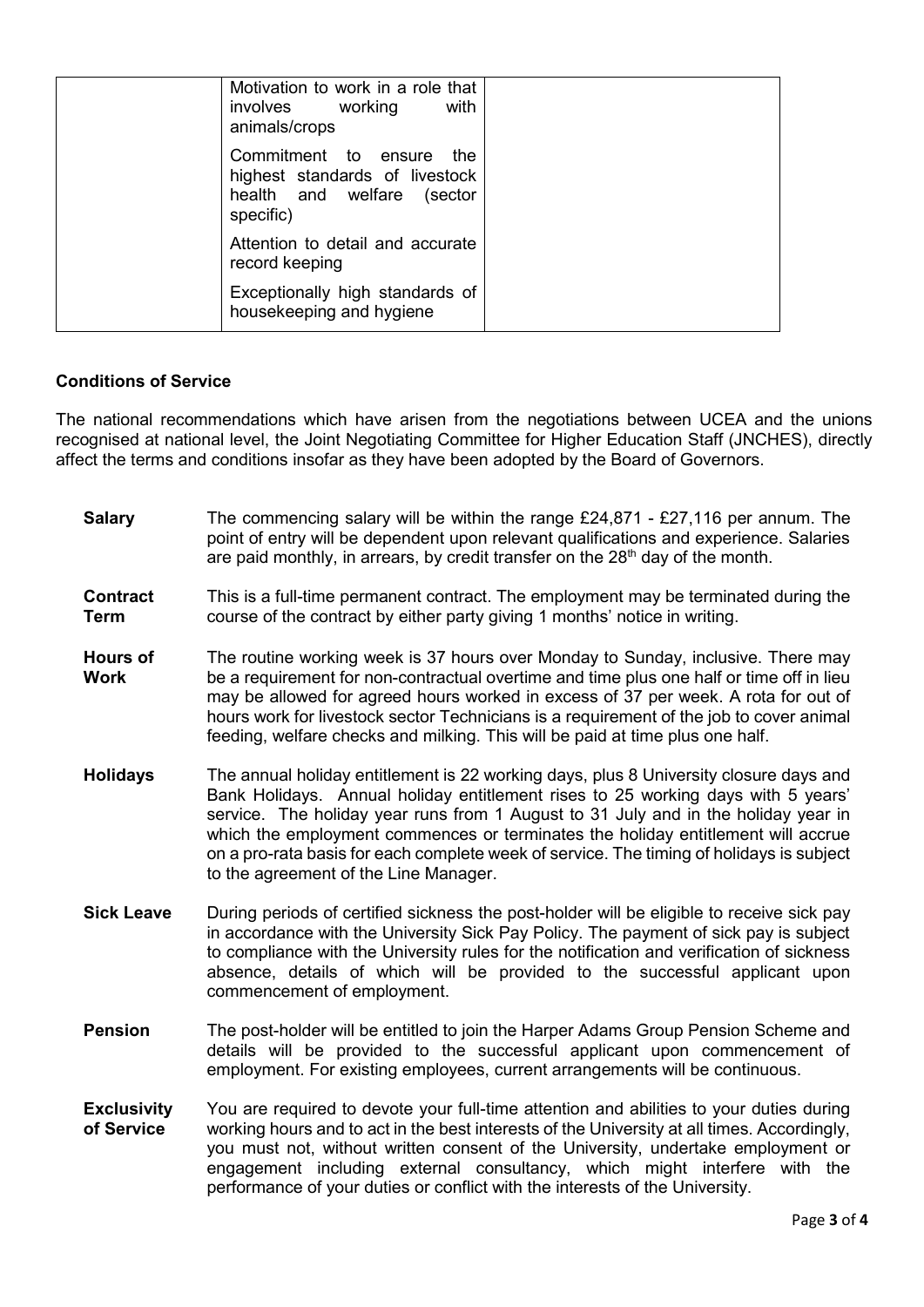| | | |
|---|---|---|
| | Motivation to work in a role that involves working with animals/crops | |
| | Commitment to ensure the highest standards of livestock health and welfare (sector specific) | |
| | Attention to detail and accurate record keeping | |
| | Exceptionally high standards of housekeeping and hygiene | |

**Conditions of Service**

The national recommendations which have arisen from the negotiations between UCEA and the unions recognised at national level, the Joint Negotiating Committee for Higher Education Staff (JNCHES), directly affect the terms and conditions insofar as they have been adopted by the Board of Governors.

**Salary** The commencing salary will be within the range £24,871 - £27,116 per annum. The point of entry will be dependent upon relevant qualifications and experience. Salaries are paid monthly, in arrears, by credit transfer on the 28th day of the month.

**Contract Term** This is a full-time permanent contract. The employment may be terminated during the course of the contract by either party giving 1 months' notice in writing.

**Hours of Work** The routine working week is 37 hours over Monday to Sunday, inclusive. There may be a requirement for non-contractual overtime and time plus one half or time off in lieu may be allowed for agreed hours worked in excess of 37 per week. A rota for out of hours work for livestock sector Technicians is a requirement of the job to cover animal feeding, welfare checks and milking. This will be paid at time plus one half.

**Holidays** The annual holiday entitlement is 22 working days, plus 8 University closure days and Bank Holidays. Annual holiday entitlement rises to 25 working days with 5 years' service. The holiday year runs from 1 August to 31 July and in the holiday year in which the employment commences or terminates the holiday entitlement will accrue on a pro-rata basis for each complete week of service. The timing of holidays is subject to the agreement of the Line Manager.

**Sick Leave** During periods of certified sickness the post-holder will be eligible to receive sick pay in accordance with the University Sick Pay Policy. The payment of sick pay is subject to compliance with the University rules for the notification and verification of sickness absence, details of which will be provided to the successful applicant upon commencement of employment.

**Pension** The post-holder will be entitled to join the Harper Adams Group Pension Scheme and details will be provided to the successful applicant upon commencement of employment. For existing employees, current arrangements will be continuous.

**Exclusivity of Service** You are required to devote your full-time attention and abilities to your duties during working hours and to act in the best interests of the University at all times. Accordingly, you must not, without written consent of the University, undertake employment or engagement including external consultancy, which might interfere with the performance of your duties or conflict with the interests of the University.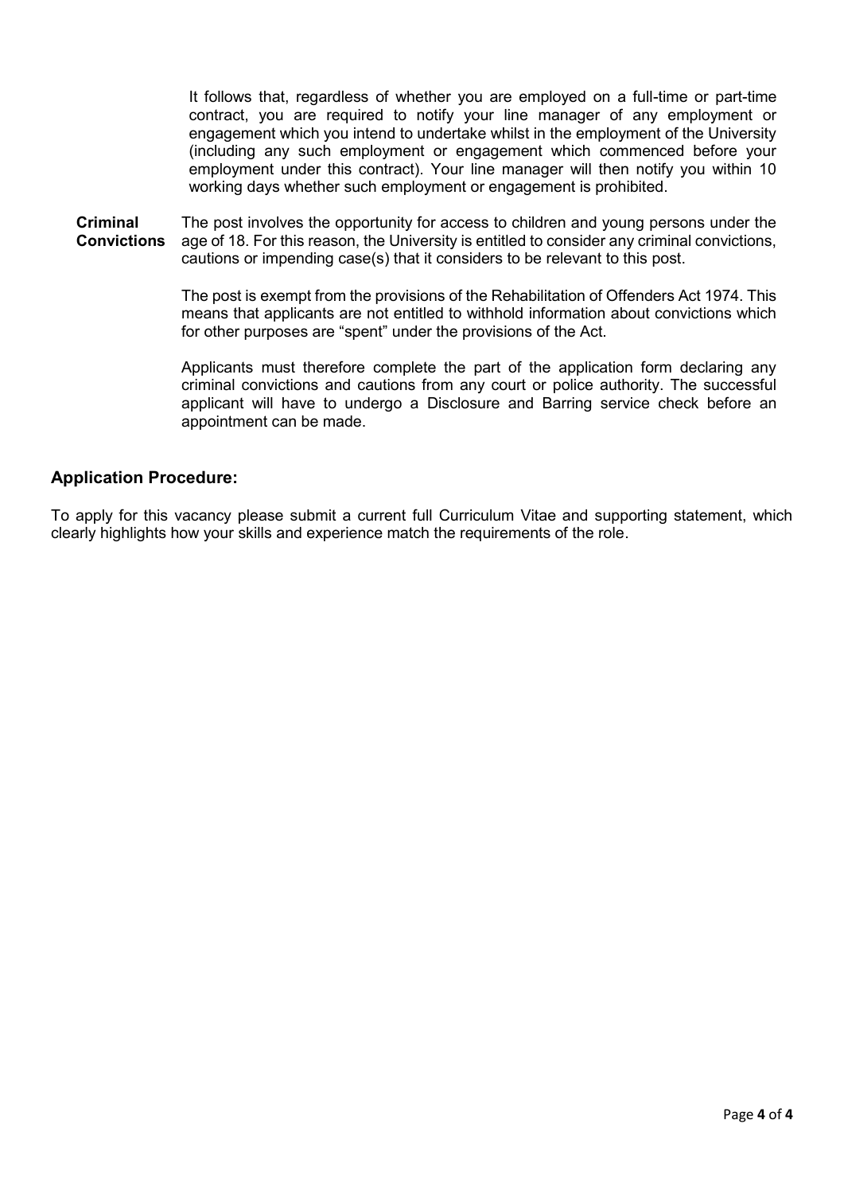It follows that, regardless of whether you are employed on a full-time or part-time contract, you are required to notify your line manager of any employment or engagement which you intend to undertake whilst in the employment of the University (including any such employment or engagement which commenced before your employment under this contract). Your line manager will then notify you within 10 working days whether such employment or engagement is prohibited.

**Criminal Convictions**

The post involves the opportunity for access to children and young persons under the age of 18. For this reason, the University is entitled to consider any criminal convictions, cautions or impending case(s) that it considers to be relevant to this post.

The post is exempt from the provisions of the Rehabilitation of Offenders Act 1974. This means that applicants are not entitled to withhold information about convictions which for other purposes are "spent" under the provisions of the Act.

Applicants must therefore complete the part of the application form declaring any criminal convictions and cautions from any court or police authority. The successful applicant will have to undergo a Disclosure and Barring service check before an appointment can be made.

## Application Procedure:

To apply for this vacancy please submit a current full Curriculum Vitae and supporting statement, which clearly highlights how your skills and experience match the requirements of the role.